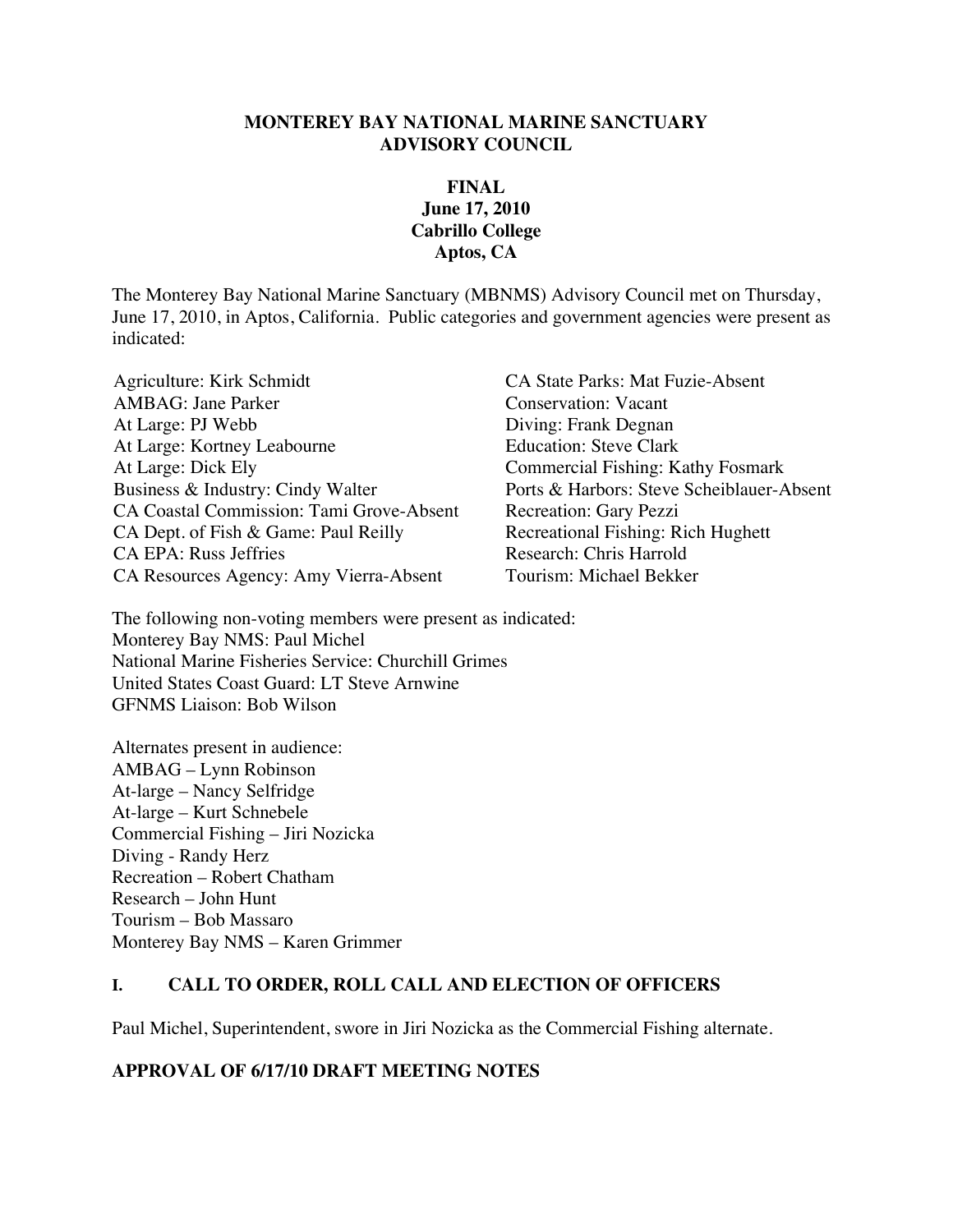# MONTEREY BAY NATIONAL MARINE SANCTUARY ADVISORY COUNCIL

**FINAL**
**June 17, 2010**
**Cabrillo College**
**Aptos, CA**

The Monterey Bay National Marine Sanctuary (MBNMS) Advisory Council met on Thursday, June 17, 2010, in Aptos, California. Public categories and government agencies were present as indicated:

Agriculture: Kirk Schmidt
AMBAG: Jane Parker
At Large: PJ Webb
At Large: Kortney Leabourne
At Large: Dick Ely
Business & Industry: Cindy Walter
CA Coastal Commission: Tami Grove-Absent
CA Dept. of Fish & Game: Paul Reilly
CA EPA: Russ Jeffries
CA Resources Agency: Amy Vierra-Absent
CA State Parks: Mat Fuzie-Absent
Conservation: Vacant
Diving: Frank Degnan
Education: Steve Clark
Commercial Fishing: Kathy Fosmark
Ports & Harbors: Steve Scheiblauer-Absent
Recreation: Gary Pezzi
Recreational Fishing: Rich Hughett
Research: Chris Harrold
Tourism: Michael Bekker

The following non-voting members were present as indicated:
Monterey Bay NMS: Paul Michel
National Marine Fisheries Service: Churchill Grimes
United States Coast Guard: LT Steve Arnwine
GFNMS Liaison: Bob Wilson

Alternates present in audience:
AMBAG – Lynn Robinson
At-large – Nancy Selfridge
At-large – Kurt Schnebele
Commercial Fishing – Jiri Nozicka
Diving - Randy Herz
Recreation – Robert Chatham
Research – John Hunt
Tourism – Bob Massaro
Monterey Bay NMS – Karen Grimmer

## I. CALL TO ORDER, ROLL CALL AND ELECTION OF OFFICERS

Paul Michel, Superintendent, swore in Jiri Nozicka as the Commercial Fishing alternate.

## APPROVAL OF 6/17/10 DRAFT MEETING NOTES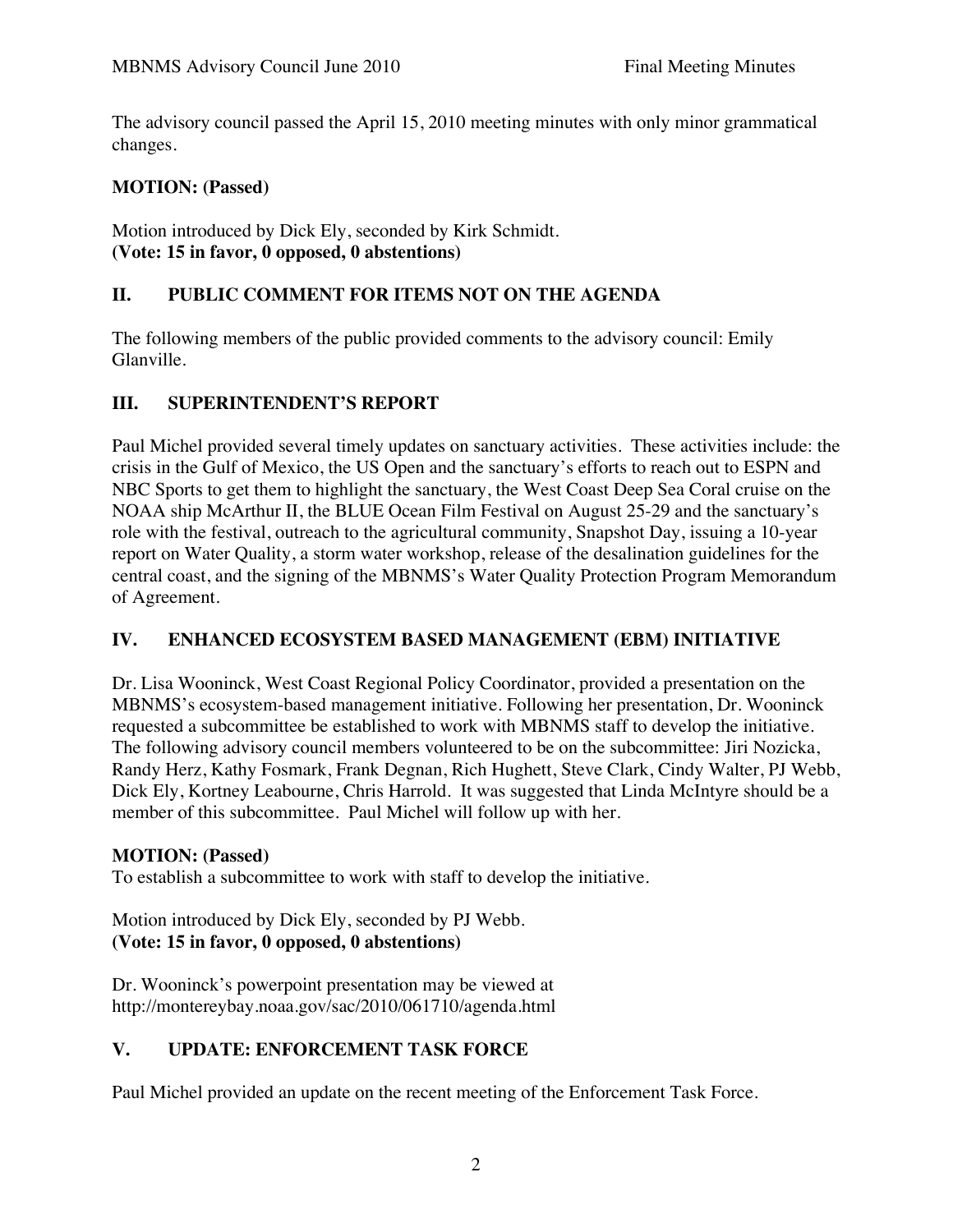The advisory council passed the April 15, 2010 meeting minutes with only minor grammatical changes.

**MOTION: (Passed)**

Motion introduced by Dick Ely, seconded by Kirk Schmidt.
**(Vote: 15 in favor, 0 opposed, 0 abstentions)**

## II. PUBLIC COMMENT FOR ITEMS NOT ON THE AGENDA

The following members of the public provided comments to the advisory council: Emily Glanville.

## III. SUPERINTENDENT'S REPORT

Paul Michel provided several timely updates on sanctuary activities. These activities include: the crisis in the Gulf of Mexico, the US Open and the sanctuary's efforts to reach out to ESPN and NBC Sports to get them to highlight the sanctuary, the West Coast Deep Sea Coral cruise on the NOAA ship McArthur II, the BLUE Ocean Film Festival on August 25-29 and the sanctuary's role with the festival, outreach to the agricultural community, Snapshot Day, issuing a 10-year report on Water Quality, a storm water workshop, release of the desalination guidelines for the central coast, and the signing of the MBNMS's Water Quality Protection Program Memorandum of Agreement.

## IV. ENHANCED ECOSYSTEM BASED MANAGEMENT (EBM) INITIATIVE

Dr. Lisa Wooninck, West Coast Regional Policy Coordinator, provided a presentation on the MBNMS's ecosystem-based management initiative. Following her presentation, Dr. Wooninck requested a subcommittee be established to work with MBNMS staff to develop the initiative. The following advisory council members volunteered to be on the subcommittee: Jiri Nozicka, Randy Herz, Kathy Fosmark, Frank Degnan, Rich Hughett, Steve Clark, Cindy Walter, PJ Webb, Dick Ely, Kortney Leabourne, Chris Harrold. It was suggested that Linda McIntyre should be a member of this subcommittee. Paul Michel will follow up with her.

**MOTION: (Passed)**
To establish a subcommittee to work with staff to develop the initiative.

Motion introduced by Dick Ely, seconded by PJ Webb.
**(Vote: 15 in favor, 0 opposed, 0 abstentions)**

Dr. Wooninck's powerpoint presentation may be viewed at http://montereybay.noaa.gov/sac/2010/061710/agenda.html

## V. UPDATE: ENFORCEMENT TASK FORCE

Paul Michel provided an update on the recent meeting of the Enforcement Task Force.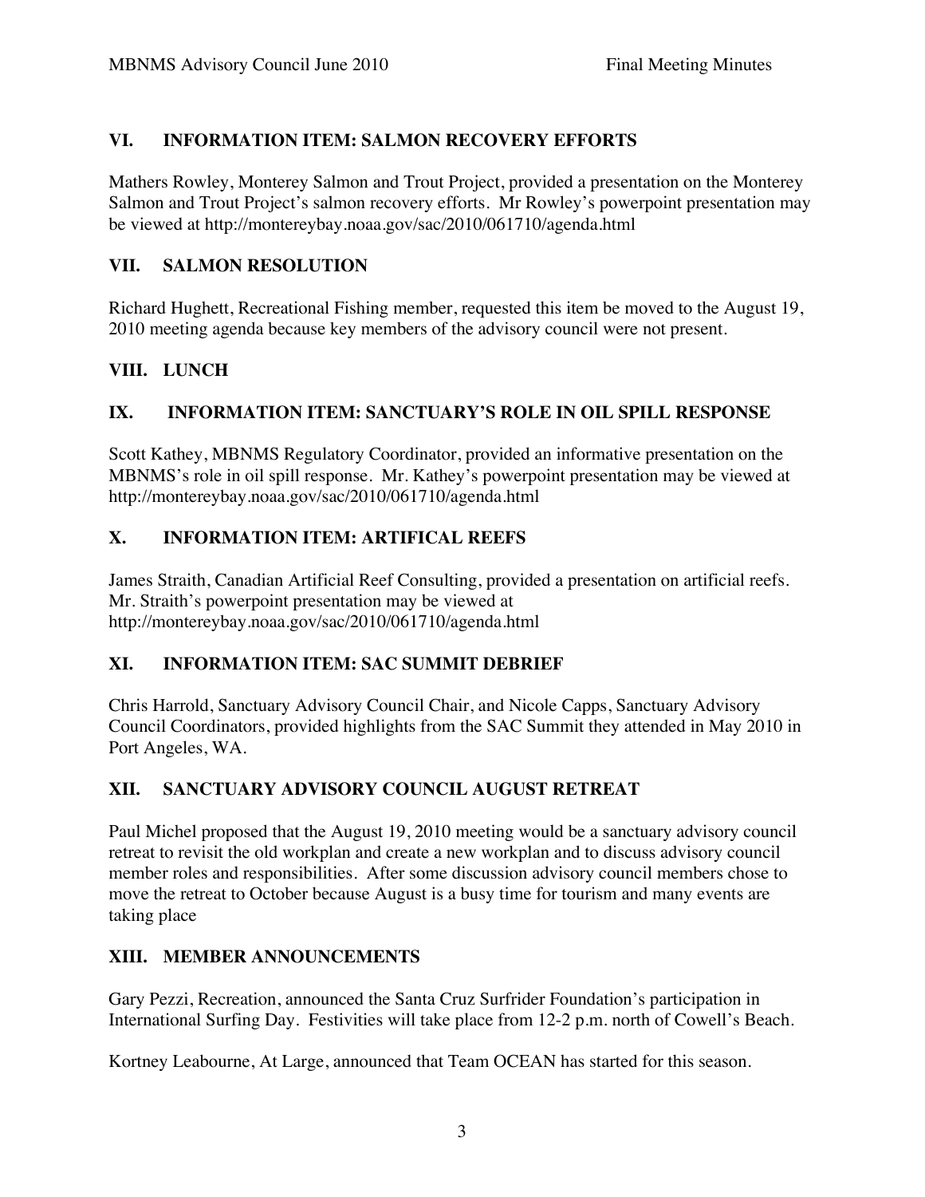## VI. INFORMATION ITEM: SALMON RECOVERY EFFORTS

Mathers Rowley, Monterey Salmon and Trout Project, provided a presentation on the Monterey Salmon and Trout Project's salmon recovery efforts. Mr Rowley's powerpoint presentation may be viewed at http://montereybay.noaa.gov/sac/2010/061710/agenda.html

## VII. SALMON RESOLUTION

Richard Hughett, Recreational Fishing member, requested this item be moved to the August 19, 2010 meeting agenda because key members of the advisory council were not present.

## VIII. LUNCH

## IX. INFORMATION ITEM: SANCTUARY'S ROLE IN OIL SPILL RESPONSE

Scott Kathey, MBNMS Regulatory Coordinator, provided an informative presentation on the MBNMS's role in oil spill response. Mr. Kathey's powerpoint presentation may be viewed at http://montereybay.noaa.gov/sac/2010/061710/agenda.html

## X. INFORMATION ITEM: ARTIFICAL REEFS

James Straith, Canadian Artificial Reef Consulting, provided a presentation on artificial reefs. Mr. Straith's powerpoint presentation may be viewed at http://montereybay.noaa.gov/sac/2010/061710/agenda.html

## XI. INFORMATION ITEM: SAC SUMMIT DEBRIEF

Chris Harrold, Sanctuary Advisory Council Chair, and Nicole Capps, Sanctuary Advisory Council Coordinators, provided highlights from the SAC Summit they attended in May 2010 in Port Angeles, WA.

## XII. SANCTUARY ADVISORY COUNCIL AUGUST RETREAT

Paul Michel proposed that the August 19, 2010 meeting would be a sanctuary advisory council retreat to revisit the old workplan and create a new workplan and to discuss advisory council member roles and responsibilities. After some discussion advisory council members chose to move the retreat to October because August is a busy time for tourism and many events are taking place

## XIII. MEMBER ANNOUNCEMENTS

Gary Pezzi, Recreation, announced the Santa Cruz Surfrider Foundation's participation in International Surfing Day. Festivities will take place from 12-2 p.m. north of Cowell's Beach.

Kortney Leabourne, At Large, announced that Team OCEAN has started for this season.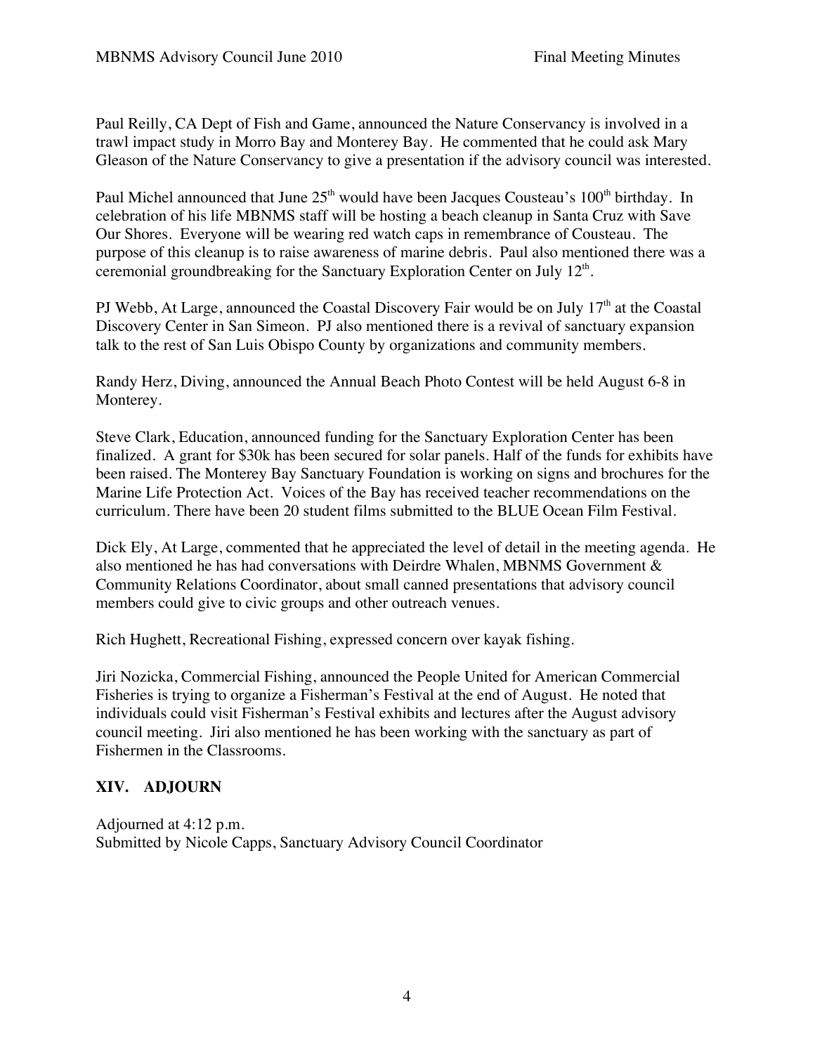Paul Reilly, CA Dept of Fish and Game, announced the Nature Conservancy is involved in a trawl impact study in Morro Bay and Monterey Bay. He commented that he could ask Mary Gleason of the Nature Conservancy to give a presentation if the advisory council was interested.

Paul Michel announced that June 25th would have been Jacques Cousteau's 100th birthday. In celebration of his life MBNMS staff will be hosting a beach cleanup in Santa Cruz with Save Our Shores. Everyone will be wearing red watch caps in remembrance of Cousteau. The purpose of this cleanup is to raise awareness of marine debris. Paul also mentioned there was a ceremonial groundbreaking for the Sanctuary Exploration Center on July 12th.

PJ Webb, At Large, announced the Coastal Discovery Fair would be on July 17th at the Coastal Discovery Center in San Simeon. PJ also mentioned there is a revival of sanctuary expansion talk to the rest of San Luis Obispo County by organizations and community members.

Randy Herz, Diving, announced the Annual Beach Photo Contest will be held August 6-8 in Monterey.

Steve Clark, Education, announced funding for the Sanctuary Exploration Center has been finalized. A grant for $30k has been secured for solar panels. Half of the funds for exhibits have been raised. The Monterey Bay Sanctuary Foundation is working on signs and brochures for the Marine Life Protection Act. Voices of the Bay has received teacher recommendations on the curriculum. There have been 20 student films submitted to the BLUE Ocean Film Festival.

Dick Ely, At Large, commented that he appreciated the level of detail in the meeting agenda. He also mentioned he has had conversations with Deirdre Whalen, MBNMS Government & Community Relations Coordinator, about small canned presentations that advisory council members could give to civic groups and other outreach venues.

Rich Hughett, Recreational Fishing, expressed concern over kayak fishing.

Jiri Nozicka, Commercial Fishing, announced the People United for American Commercial Fisheries is trying to organize a Fisherman's Festival at the end of August. He noted that individuals could visit Fisherman's Festival exhibits and lectures after the August advisory council meeting. Jiri also mentioned he has been working with the sanctuary as part of Fishermen in the Classrooms.

## XIV. ADJOURN

Adjourned at 4:12 p.m.
Submitted by Nicole Capps, Sanctuary Advisory Council Coordinator